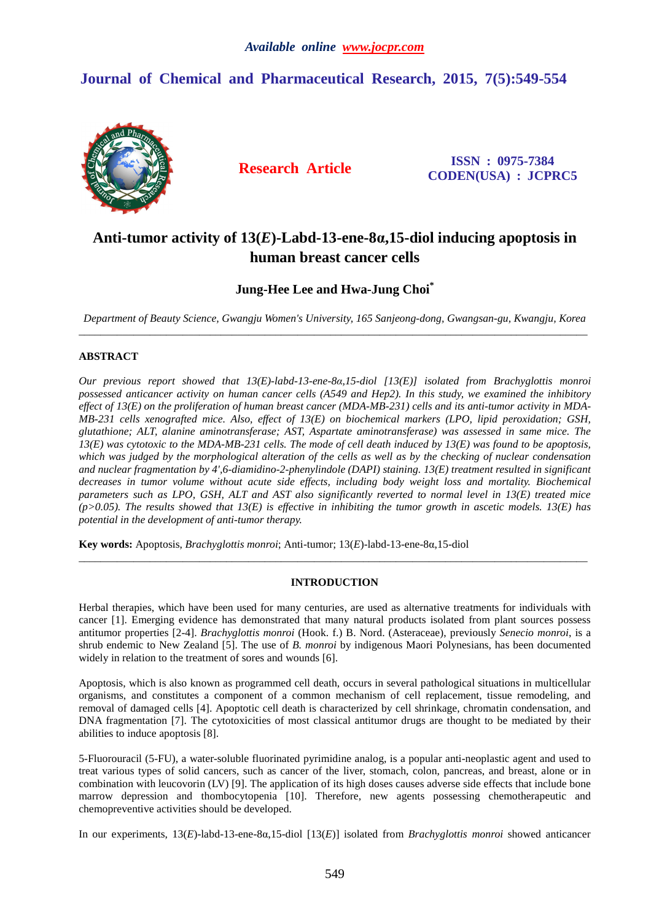*Available online www.jocpr.com*

## Journal of Chemical and Pharmaceutical Research, 2015, 7(5):549-554

**Research Article**

**ISSN : 0975-7384**
**CODEN(USA) : JCPRC5**

# Anti-tumor activity of 13(*E*)-Labd-13-ene-8α,15-diol inducing apoptosis in human breast cancer cells

### Jung-Hee Lee and Hwa-Jung Choi*

*Department of Beauty Science, Gwangju Women's University, 165 Sanjeong-dong, Gwangsan-gu, Kwangju, Korea*

---

## ABSTRACT

*Our previous report showed that 13(E)-labd-13-ene-8α,15-diol [13(E)] isolated from Brachyglottis monroi possessed anticancer activity on human cancer cells (A549 and Hep2). In this study, we examined the inhibitory effect of 13(E) on the proliferation of human breast cancer (MDA-MB-231) cells and its anti-tumor activity in MDA-MB-231 cells xenografted mice. Also, effect of 13(E) on biochemical markers (LPO, lipid peroxidation; GSH, glutathione; ALT, alanine aminotransferase; AST, Aspartate aminotransferase) was assessed in same mice. The 13(E) was cytotoxic to the MDA-MB-231 cells. The mode of cell death induced by 13(E) was found to be apoptosis, which was judged by the morphological alteration of the cells as well as by the checking of nuclear condensation and nuclear fragmentation by 4',6-diamidino-2-phenylindole (DAPI) staining. 13(E) treatment resulted in significant decreases in tumor volume without acute side effects, including body weight loss and mortality. Biochemical parameters such as LPO, GSH, ALT and AST also significantly reverted to normal level in 13(E) treated mice ($p>0.05$). The results showed that 13(E) is effective in inhibiting the tumor growth in ascetic models. 13(E) has potential in the development of anti-tumor therapy.*

**Key words:** Apoptosis, *Brachyglottis monroi*; Anti-tumor; 13(*E*)-labd-13-ene-8α,15-diol

---

## INTRODUCTION

Herbal therapies, which have been used for many centuries, are used as alternative treatments for individuals with cancer [1]. Emerging evidence has demonstrated that many natural products isolated from plant sources possess antitumor properties [2-4]. *Brachyglottis monroi* (Hook. f.) B. Nord. (Asteraceae), previously *Senecio monroi*, is a shrub endemic to New Zealand [5]. The use of *B. monroi* by indigenous Maori Polynesians, has been documented widely in relation to the treatment of sores and wounds [6].

Apoptosis, which is also known as programmed cell death, occurs in several pathological situations in multicellular organisms, and constitutes a component of a common mechanism of cell replacement, tissue remodeling, and removal of damaged cells [4]. Apoptotic cell death is characterized by cell shrinkage, chromatin condensation, and DNA fragmentation [7]. The cytotoxicities of most classical antitumor drugs are thought to be mediated by their abilities to induce apoptosis [8].

5-Fluorouracil (5-FU), a water-soluble fluorinated pyrimidine analog, is a popular anti-neoplastic agent and used to treat various types of solid cancers, such as cancer of the liver, stomach, colon, pancreas, and breast, alone or in combination with leucovorin (LV) [9]. The application of its high doses causes adverse side effects that include bone marrow depression and thombocytopenia [10]. Therefore, new agents possessing chemotherapeutic and chemopreventive activities should be developed.

In our experiments, 13(*E*)-labd-13-ene-8α,15-diol [13(*E*)] isolated from *Brachyglottis monroi* showed anticancer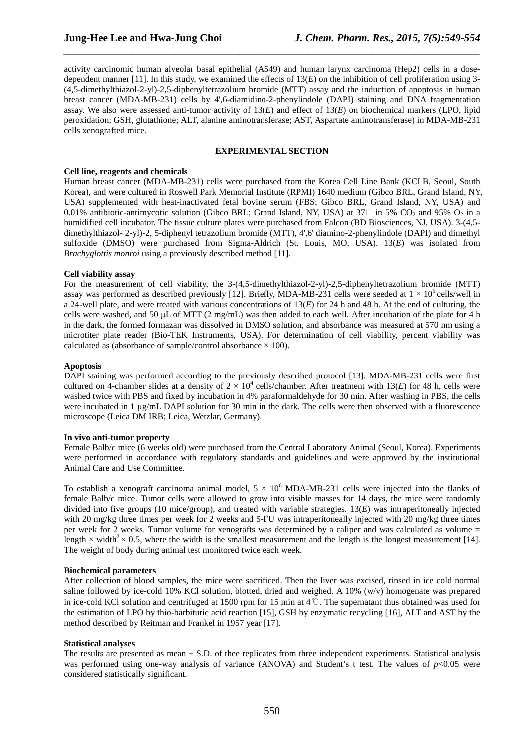activity carcinomic human alveolar basal epithelial (A549) and human larynx carcinoma (Hep2) cells in a dose-dependent manner [11]. In this study, we examined the effects of 13(*E*) on the inhibition of cell proliferation using 3-(4,5-dimethylthiazol-2-yl)-2,5-diphenyltetrazolium bromide (MTT) assay and the induction of apoptosis in human breast cancer (MDA-MB-231) cells by 4',6-diamidino-2-phenylindole (DAPI) staining and DNA fragmentation assay. We also were assessed anti-tumor activity of 13(*E*) and effect of 13(*E*) on biochemical markers (LPO, lipid peroxidation; GSH, glutathione; ALT, alanine aminotransferase; AST, Aspartate aminotransferase) in MDA-MB-231 cells xenografted mice.

## EXPERIMENTAL SECTION

### Cell line, reagents and chemicals

Human breast cancer (MDA-MB-231) cells were purchased from the Korea Cell Line Bank (KCLB, Seoul, South Korea), and were cultured in Roswell Park Memorial Institute (RPMI) 1640 medium (Gibco BRL, Grand Island, NY, USA) supplemented with heat-inactivated fetal bovine serum (FBS; Gibco BRL, Grand Island, NY, USA) and 0.01% antibiotic-antimycotic solution (Gibco BRL; Grand Island, NY, USA) at 37□ in 5% $CO_2$ and 95% $O_2$ in a humidified cell incubator. The tissue culture plates were purchased from Falcon (BD Biosciences, NJ, USA). 3-(4,5-dimethylthiazol- 2-yl)-2, 5-diphenyl tetrazolium bromide (MTT), 4',6' diamino-2-phenylindole (DAPI) and dimethyl sulfoxide (DMSO) were purchased from Sigma-Aldrich (St. Louis, MO, USA). 13(*E*) was isolated from *Brachyglottis monroi* using a previously described method [11].

### Cell viability assay

For the measurement of cell viability, the 3-(4,5-dimethylthiazol-2-yl)-2,5-diphenyltetrazolium bromide (MTT) assay was performed as described previously [12]. Briefly, MDA-MB-231 cells were seeded at $1 \times 10^5$ cells/well in a 24-well plate, and were treated with various concentrations of 13(*E*) for 24 h and 48 h. At the end of culturing, the cells were washed, and 50 μL of MTT (2 mg/mL) was then added to each well. After incubation of the plate for 4 h in the dark, the formed formazan was dissolved in DMSO solution, and absorbance was measured at 570 nm using a microtiter plate reader (Bio-TEK Instruments, USA). For determination of cell viability, percent viability was calculated as (absorbance of sample/control absorbance × 100).

### Apoptosis

DAPI staining was performed according to the previously described protocol [13]. MDA-MB-231 cells were first cultured on 4-chamber slides at a density of $2 \times 10^4$ cells/chamber. After treatment with 13(*E*) for 48 h, cells were washed twice with PBS and fixed by incubation in 4% paraformaldehyde for 30 min. After washing in PBS, the cells were incubated in 1 μg/mL DAPI solution for 30 min in the dark. The cells were then observed with a fluorescence microscope (Leica DM IRB; Leica, Wetzlar, Germany).

### In vivo anti-tumor property

Female Balb/c mice (6 weeks old) were purchased from the Central Laboratory Animal (Seoul, Korea). Experiments were performed in accordance with regulatory standards and guidelines and were approved by the institutional Animal Care and Use Committee.

To establish a xenograft carcinoma animal model, $5 \times 10^6$ MDA-MB-231 cells were injected into the flanks of female Balb/c mice. Tumor cells were allowed to grow into visible masses for 14 days, the mice were randomly divided into five groups (10 mice/group), and treated with variable strategies. 13(*E*) was intraperitoneally injected with 20 mg/kg three times per week for 2 weeks and 5-FU was intraperitoneally injected with 20 mg/kg three times per week for 2 weeks. Tumor volume for xenografts was determined by a caliper and was calculated as volume = length × width$^2$ × 0.5, where the width is the smallest measurement and the length is the longest measurement [14]. The weight of body during animal test monitored twice each week.

### Biochemical parameters

After collection of blood samples, the mice were sacrificed. Then the liver was excised, rinsed in ice cold normal saline followed by ice-cold 10% KCl solution, blotted, dried and weighed. A 10% (w/v) homogenate was prepared in ice-cold KCl solution and centrifuged at 1500 rpm for 15 min at 4℃. The supernatant thus obtained was used for the estimation of LPO by thio-barbituric acid reaction [15], GSH by enzymatic recycling [16], ALT and AST by the method described by Reitman and Frankel in 1957 year [17].

### Statistical analyses

The results are presented as mean ± S.D. of thee replicates from three independent experiments. Statistical analysis was performed using one-way analysis of variance (ANOVA) and Student's t test. The values of $p<0.05$ were considered statistically significant.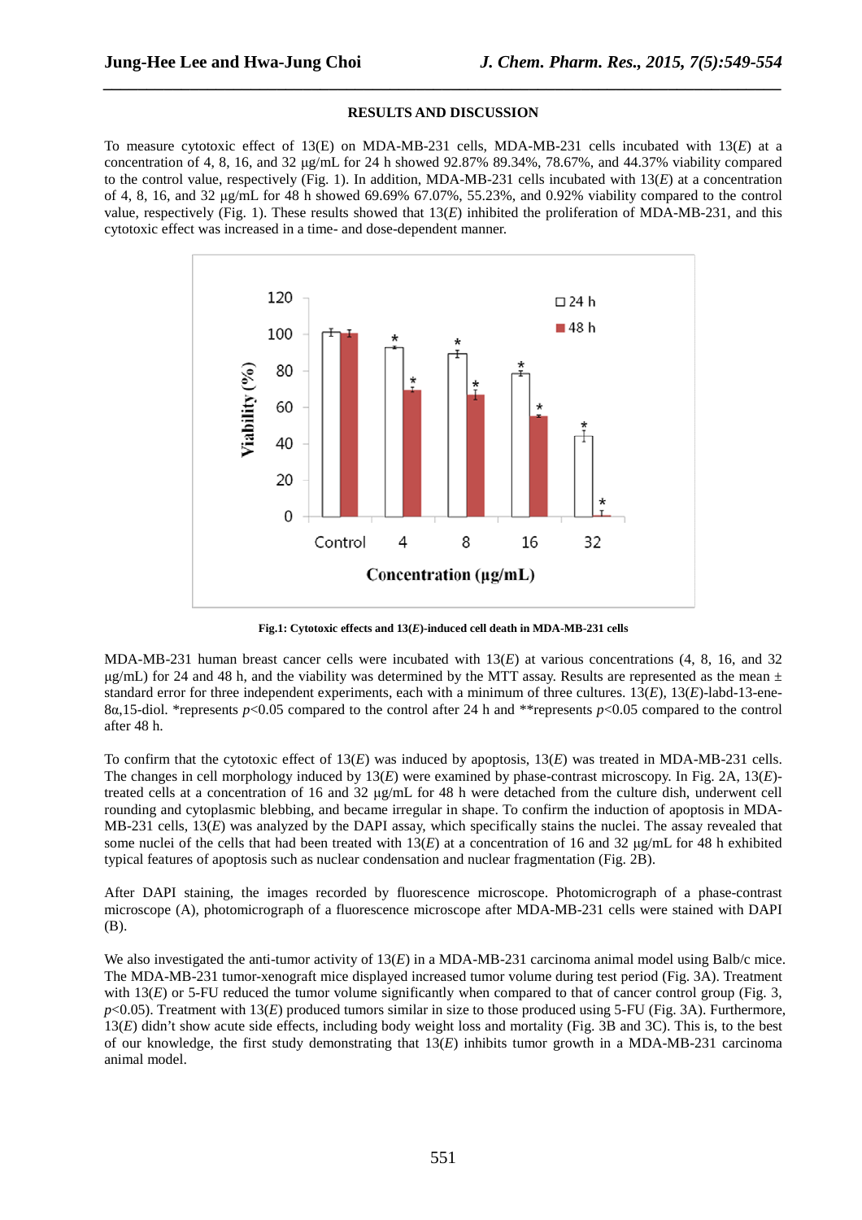## RESULTS AND DISCUSSION

To measure cytotoxic effect of 13(E) on MDA-MB-231 cells, MDA-MB-231 cells incubated with 13(*E*) at a concentration of 4, 8, 16, and 32 μg/mL for 24 h showed 92.87% 89.34%, 78.67%, and 44.37% viability compared to the control value, respectively (Fig. 1). In addition, MDA-MB-231 cells incubated with 13(*E*) at a concentration of 4, 8, 16, and 32 μg/mL for 48 h showed 69.69% 67.07%, 55.23%, and 0.92% viability compared to the control value, respectively (Fig. 1). These results showed that 13(*E*) inhibited the proliferation of MDA-MB-231, and this cytotoxic effect was increased in a time- and dose-dependent manner.

**Fig.1: Cytotoxic effects and 13(*E*)-induced cell death in MDA-MB-231 cells**

MDA-MB-231 human breast cancer cells were incubated with 13(*E*) at various concentrations (4, 8, 16, and 32 μg/mL) for 24 and 48 h, and the viability was determined by the MTT assay. Results are represented as the mean ± standard error for three independent experiments, each with a minimum of three cultures. 13(*E*), 13(*E*)-labd-13-ene-8α,15-diol. *represents $p<0.05$ compared to the control after 24 h and **represents $p<0.05$ compared to the control after 48 h.

To confirm that the cytotoxic effect of 13(*E*) was induced by apoptosis, 13(*E*) was treated in MDA-MB-231 cells. The changes in cell morphology induced by 13(*E*) were examined by phase-contrast microscopy. In Fig. 2A, 13(*E*)-treated cells at a concentration of 16 and 32 μg/mL for 48 h were detached from the culture dish, underwent cell rounding and cytoplasmic blebbing, and became irregular in shape. To confirm the induction of apoptosis in MDA-MB-231 cells, 13(*E*) was analyzed by the DAPI assay, which specifically stains the nuclei. The assay revealed that some nuclei of the cells that had been treated with 13(*E*) at a concentration of 16 and 32 μg/mL for 48 h exhibited typical features of apoptosis such as nuclear condensation and nuclear fragmentation (Fig. 2B).

After DAPI staining, the images recorded by fluorescence microscope. Photomicrograph of a phase-contrast microscope (A), photomicrograph of a fluorescence microscope after MDA-MB-231 cells were stained with DAPI (B).

We also investigated the anti-tumor activity of 13(*E*) in a MDA-MB-231 carcinoma animal model using Balb/c mice. The MDA-MB-231 tumor-xenograft mice displayed increased tumor volume during test period (Fig. 3A). Treatment with 13(*E*) or 5-FU reduced the tumor volume significantly when compared to that of cancer control group (Fig. 3, $p<0.05$). Treatment with 13(*E*) produced tumors similar in size to those produced using 5-FU (Fig. 3A). Furthermore, 13(*E*) didn't show acute side effects, including body weight loss and mortality (Fig. 3B and 3C). This is, to the best of our knowledge, the first study demonstrating that 13(*E*) inhibits tumor growth in a MDA-MB-231 carcinoma animal model.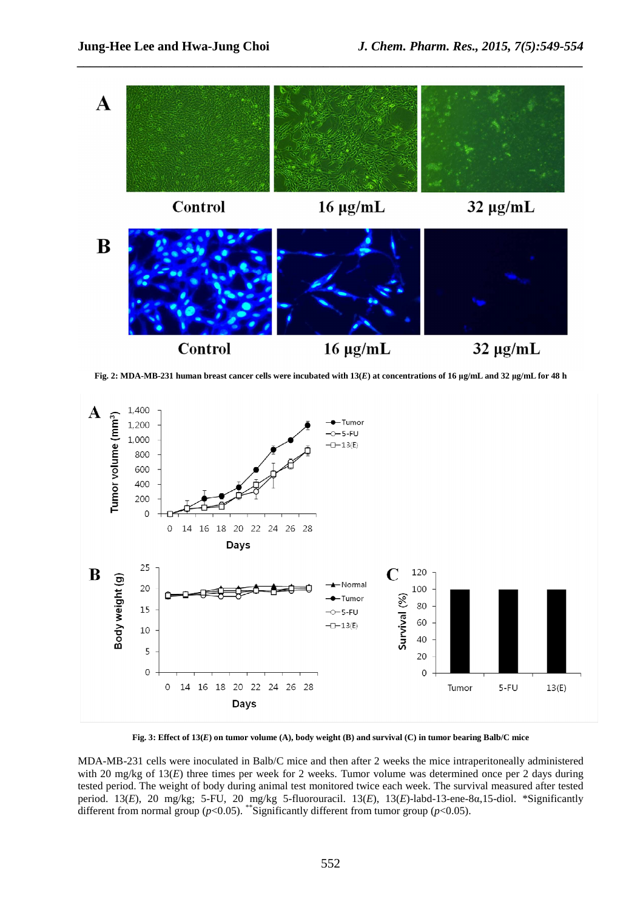Fig. 2: MDA-MB-231 human breast cancer cells were incubated with 13(*E*) at concentrations of 16 μg/mL and 32 μg/mL for 48 h

Fig. 3: Effect of 13(*E*) on tumor volume (A), body weight (B) and survival (C) in tumor bearing Balb/C mice

MDA-MB-231 cells were inoculated in Balb/C mice and then after 2 weeks the mice intraperitoneally administered with 20 mg/kg of 13(*E*) three times per week for 2 weeks. Tumor volume was determined once per 2 days during tested period. The weight of body during animal test monitored twice each week. The survival measured after tested period. 13(*E*), 20 mg/kg; 5-FU, 20 mg/kg 5-fluorouracil. 13(*E*), 13(*E*)-labd-13-ene-8α,15-diol. *Significantly different from normal group ($p$<0.05). **Significantly different from tumor group ($p$<0.05).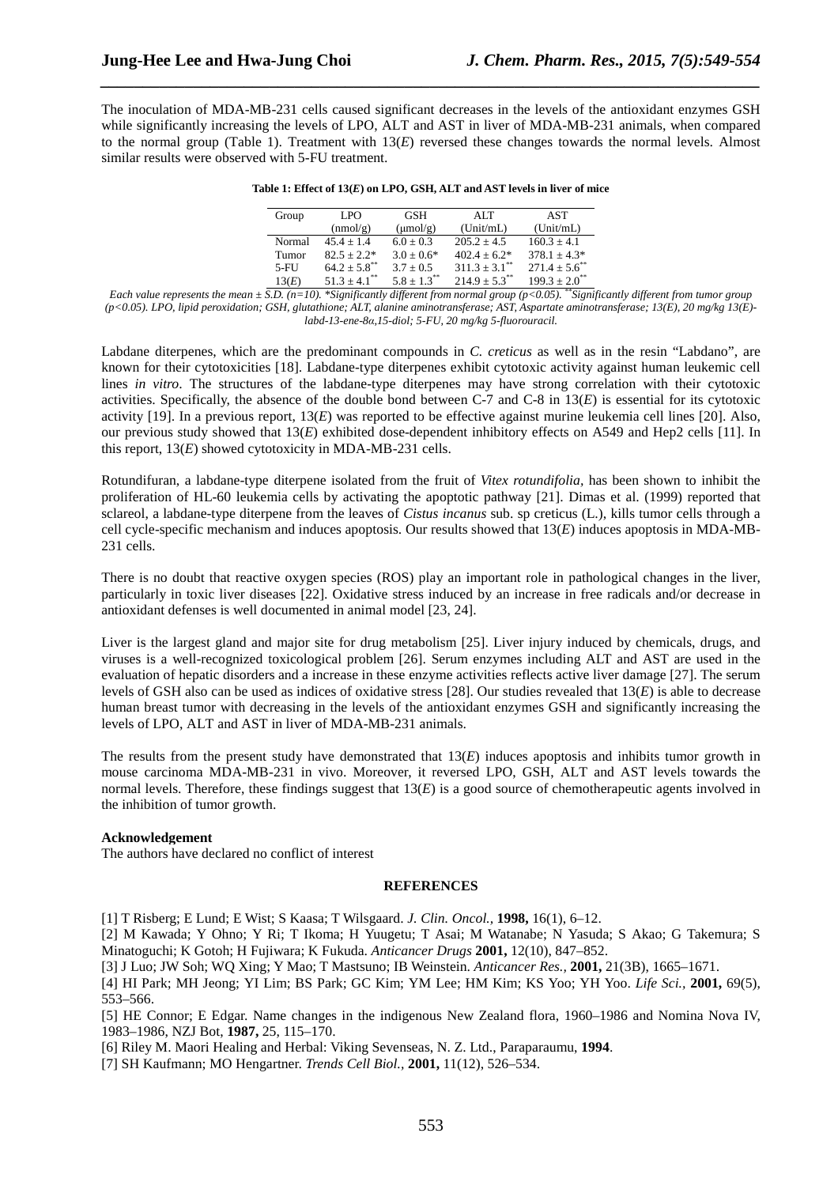The inoculation of MDA-MB-231 cells caused significant decreases in the levels of the antioxidant enzymes GSH while significantly increasing the levels of LPO, ALT and AST in liver of MDA-MB-231 animals, when compared to the normal group (Table 1). Treatment with 13(*E*) reversed these changes towards the normal levels. Almost similar results were observed with 5-FU treatment.

**Table 1: Effect of 13(*E*) on LPO, GSH, ALT and AST levels in liver of mice**

| Group | LPO (nmol/g) | GSH (μmol/g) | ALT (Unit/mL) | AST (Unit/mL) |
|---|---|---|---|---|
| Normal | 45.4 ± 1.4 | 6.0 ± 0.3 | 205.2 ± 4.5 | 160.3 ± 4.1 |
| Tumor | 82.5 ± 2.2* | 3.0 ± 0.6* | 402.4 ± 6.2* | 378.1 ± 4.3* |
| 5-FU | 64.2 ± 5.8** | 3.7 ± 0.5 | 311.3 ± 3.1** | 271.4 ± 5.6** |
| 13(*E*) | 51.3 ± 4.1** | 5.8 ± 1.3** | 214.9 ± 5.3** | 199.3 ± 2.0** |

*Each value represents the mean ± S.D. (n=10). *Significantly different from normal group (p<0.05). **Significantly different from tumor group (p<0.05). LPO, lipid peroxidation; GSH, glutathione; ALT, alanine aminotransferase; AST, Aspartate aminotransferase; 13(E), 20 mg/kg 13(E)-labd-13-ene-8α,15-diol; 5-FU, 20 mg/kg 5-fluorouracil.*

Labdane diterpenes, which are the predominant compounds in *C. creticus* as well as in the resin "Labdano", are known for their cytotoxicities [18]. Labdane-type diterpenes exhibit cytotoxic activity against human leukemic cell lines *in vitro*. The structures of the labdane-type diterpenes may have strong correlation with their cytotoxic activities. Specifically, the absence of the double bond between C-7 and C-8 in 13(*E*) is essential for its cytotoxic activity [19]. In a previous report, 13(*E*) was reported to be effective against murine leukemia cell lines [20]. Also, our previous study showed that 13(*E*) exhibited dose-dependent inhibitory effects on A549 and Hep2 cells [11]. In this report, 13(*E*) showed cytotoxicity in MDA-MB-231 cells.

Rotundifuran, a labdane-type diterpene isolated from the fruit of *Vitex rotundifolia*, has been shown to inhibit the proliferation of HL-60 leukemia cells by activating the apoptotic pathway [21]. Dimas et al. (1999) reported that sclareol, a labdane-type diterpene from the leaves of *Cistus incanus* sub. sp creticus (L.), kills tumor cells through a cell cycle-specific mechanism and induces apoptosis. Our results showed that 13(*E*) induces apoptosis in MDA-MB-231 cells.

There is no doubt that reactive oxygen species (ROS) play an important role in pathological changes in the liver, particularly in toxic liver diseases [22]. Oxidative stress induced by an increase in free radicals and/or decrease in antioxidant defenses is well documented in animal model [23, 24].

Liver is the largest gland and major site for drug metabolism [25]. Liver injury induced by chemicals, drugs, and viruses is a well-recognized toxicological problem [26]. Serum enzymes including ALT and AST are used in the evaluation of hepatic disorders and a increase in these enzyme activities reflects active liver damage [27]. The serum levels of GSH also can be used as indices of oxidative stress [28]. Our studies revealed that 13(*E*) is able to decrease human breast tumor with decreasing in the levels of the antioxidant enzymes GSH and significantly increasing the levels of LPO, ALT and AST in liver of MDA-MB-231 animals.

The results from the present study have demonstrated that 13(*E*) induces apoptosis and inhibits tumor growth in mouse carcinoma MDA-MB-231 in vivo. Moreover, it reversed LPO, GSH, ALT and AST levels towards the normal levels. Therefore, these findings suggest that 13(*E*) is a good source of chemotherapeutic agents involved in the inhibition of tumor growth.

**Acknowledgement**

The authors have declared no conflict of interest

## REFERENCES

[1] T Risberg; E Lund; E Wist; S Kaasa; T Wilsgaard. *J. Clin. Oncol.,* **1998,** 16(1), 6–12.

[2] M Kawada; Y Ohno; Y Ri; T Ikoma; H Yuugetu; T Asai; M Watanabe; N Yasuda; S Akao; G Takemura; S Minatoguchi; K Gotoh; H Fujiwara; K Fukuda. *Anticancer Drugs* **2001,** 12(10), 847–852.

[3] J Luo; JW Soh; WQ Xing; Y Mao; T Mastsuno; IB Weinstein. *Anticancer Res.,* **2001,** 21(3B), 1665–1671.

[4] HI Park; MH Jeong; YI Lim; BS Park; GC Kim; YM Lee; HM Kim; KS Yoo; YH Yoo. *Life Sci.,* **2001,** 69(5), 553–566.

[5] HE Connor; E Edgar. Name changes in the indigenous New Zealand flora, 1960–1986 and Nomina Nova IV, 1983–1986, NZJ Bot, **1987,** 25, 115–170.

[6] Riley M. Maori Healing and Herbal: Viking Sevenseas, N. Z. Ltd., Paraparaumu, **1994**.

[7] SH Kaufmann; MO Hengartner. *Trends Cell Biol.,* **2001,** 11(12), 526–534.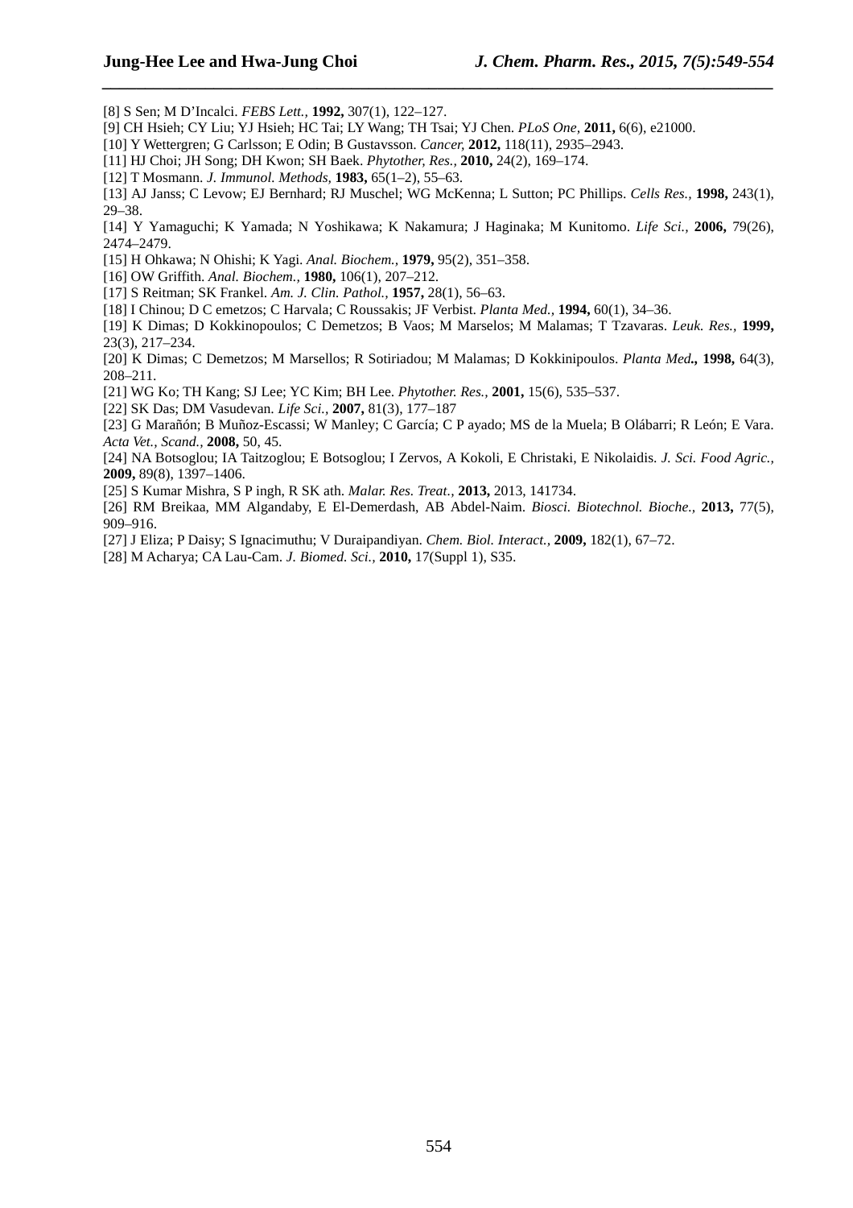[8] S Sen; M D'Incalci. *FEBS Lett.,* **1992,** 307(1), 122–127.

[9] CH Hsieh; CY Liu; YJ Hsieh; HC Tai; LY Wang; TH Tsai; YJ Chen. *PLoS One,* **2011,** 6(6), e21000.

[10] Y Wettergren; G Carlsson; E Odin; B Gustavsson. *Cancer,* **2012,** 118(11), 2935–2943.

[11] HJ Choi; JH Song; DH Kwon; SH Baek. *Phytother, Res.,* **2010,** 24(2), 169–174.

[12] T Mosmann. *J. Immunol. Methods,* **1983,** 65(1–2), 55–63.

[13] AJ Janss; C Levow; EJ Bernhard; RJ Muschel; WG McKenna; L Sutton; PC Phillips. *Cells Res.,* **1998,** 243(1), 29–38.

[14] Y Yamaguchi; K Yamada; N Yoshikawa; K Nakamura; J Haginaka; M Kunitomo. *Life Sci.,* **2006,** 79(26), 2474–2479.

[15] H Ohkawa; N Ohishi; K Yagi. *Anal. Biochem.,* **1979,** 95(2), 351–358.

[16] OW Griffith. *Anal. Biochem.,* **1980,** 106(1), 207–212.

[17] S Reitman; SK Frankel. *Am. J. Clin. Pathol.,* **1957,** 28(1), 56–63.

[18] I Chinou; D C emetzos; C Harvala; C Roussakis; JF Verbist. *Planta Med.,* **1994,** 60(1), 34–36.

[19] K Dimas; D Kokkinopoulos; C Demetzos; B Vaos; M Marselos; M Malamas; T Tzavaras. *Leuk. Res.,* **1999,** 23(3), 217–234.

[20] K Dimas; C Demetzos; M Marsellos; R Sotiriadou; M Malamas; D Kokkinipoulos. *Planta Med***.,** **1998,** 64(3), 208–211.

[21] WG Ko; TH Kang; SJ Lee; YC Kim; BH Lee. *Phytother. Res.,* **2001,** 15(6), 535–537.

[22] SK Das; DM Vasudevan. *Life Sci.,* **2007,** 81(3), 177–187

[23] G Marañón; B Muñoz-Escassi; W Manley; C García; C P ayado; MS de la Muela; B Olábarri; R León; E Vara. *Acta Vet., Scand.,* **2008,** 50, 45.

[24] NA Botsoglou; IA Taitzoglou; E Botsoglou; I Zervos, A Kokoli, E Christaki, E Nikolaidis. *J. Sci. Food Agric.,* **2009,** 89(8), 1397–1406.

[25] S Kumar Mishra, S P ingh, R SK ath. *Malar. Res. Treat.,* **2013,** 2013, 141734.

[26] RM Breikaa, MM Algandaby, E El-Demerdash, AB Abdel-Naim. *Biosci. Biotechnol. Bioche.,* **2013,** 77(5), 909–916.

[27] J Eliza; P Daisy; S Ignacimuthu; V Duraipandiyan. *Chem. Biol. Interact.,* **2009,** 182(1), 67–72.

[28] M Acharya; CA Lau-Cam. *J. Biomed. Sci.,* **2010,** 17(Suppl 1), S35.